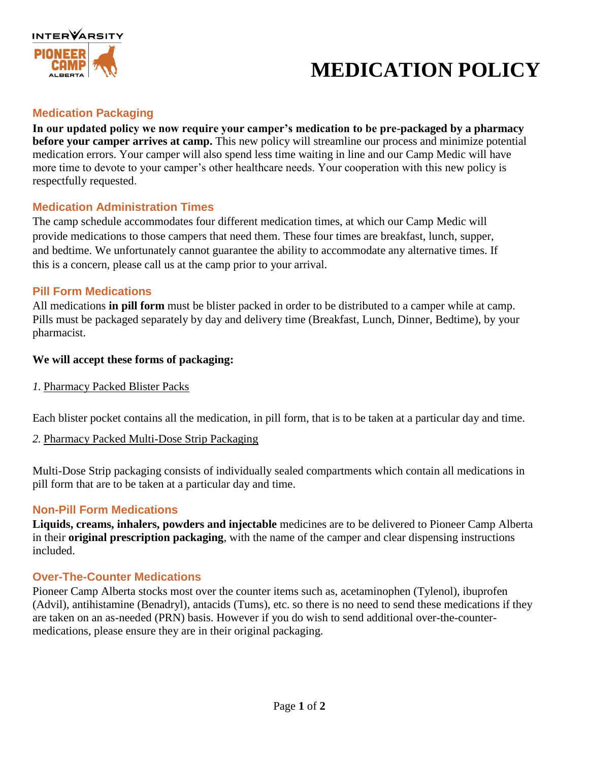# MEDICATION POLICY

## Medication Packaging

**In our updated policy we now require your camper's medication to be pre-packaged by a pharmacy before your camper arrives at camp.** This new policy will streamline our process and minimize potential medication errors. Your camper will also spend less time waiting in line and our Camp Medic will have more time to devote to your camper's other healthcare needs. Your cooperation with this new policy is respectfully requested.

## Medication Administration Times

The camp schedule accommodates four different medication times, at which our Camp Medic will provide medications to those campers that need them. These four times are breakfast, lunch, supper, and bedtime. We unfortunately cannot guarantee the ability to accommodate any alternative times. If this is a concern, please call us at the camp prior to your arrival.

## Pill Form Medications

All medications **in pill form** must be blister packed in order to be distributed to a camper while at camp. Pills must be packaged separately by day and delivery time (Breakfast, Lunch, Dinner, Bedtime), by your pharmacist.

**We will accept these forms of packaging:**

*1.* Pharmacy Packed Blister Packs

Each blister pocket contains all the medication, in pill form, that is to be taken at a particular day and time.

*2.* Pharmacy Packed Multi-Dose Strip Packaging

Multi-Dose Strip packaging consists of individually sealed compartments which contain all medications in pill form that are to be taken at a particular day and time.

## Non-Pill Form Medications

**Liquids, creams, inhalers, powders and injectable** medicines are to be delivered to Pioneer Camp Alberta in their **original prescription packaging**, with the name of the camper and clear dispensing instructions included.

## Over-The-Counter Medications

Pioneer Camp Alberta stocks most over the counter items such as, acetaminophen (Tylenol), ibuprofen (Advil), antihistamine (Benadryl), antacids (Tums), etc. so there is no need to send these medications if they are taken on an as-needed (PRN) basis. However if you do wish to send additional over-the-counter-medications, please ensure they are in their original packaging.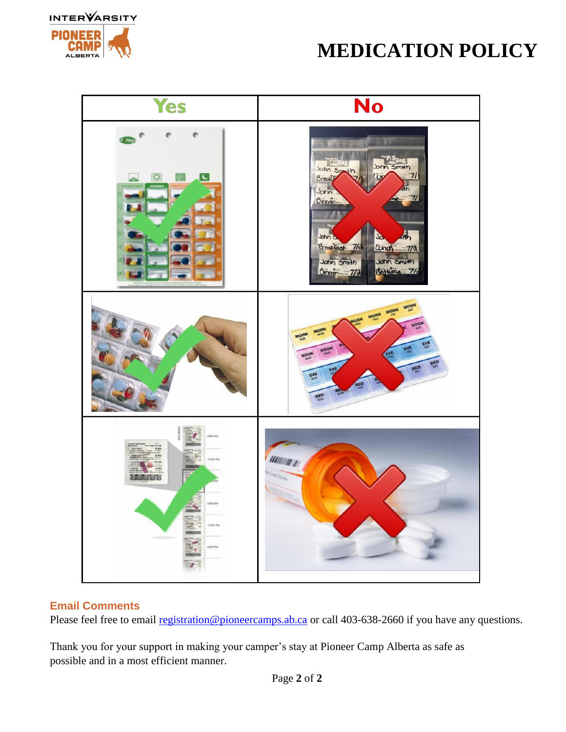# MEDICATION POLICY

| Yes | No |
| --- | --- |
| | |
| | |
| | |

**Email Comments**

Please feel free to email registration@pioneercamps.ab.ca or call 403-638-2660 if you have any questions.

Thank you for your support in making your camper's stay at Pioneer Camp Alberta as safe as possible and in a most efficient manner.